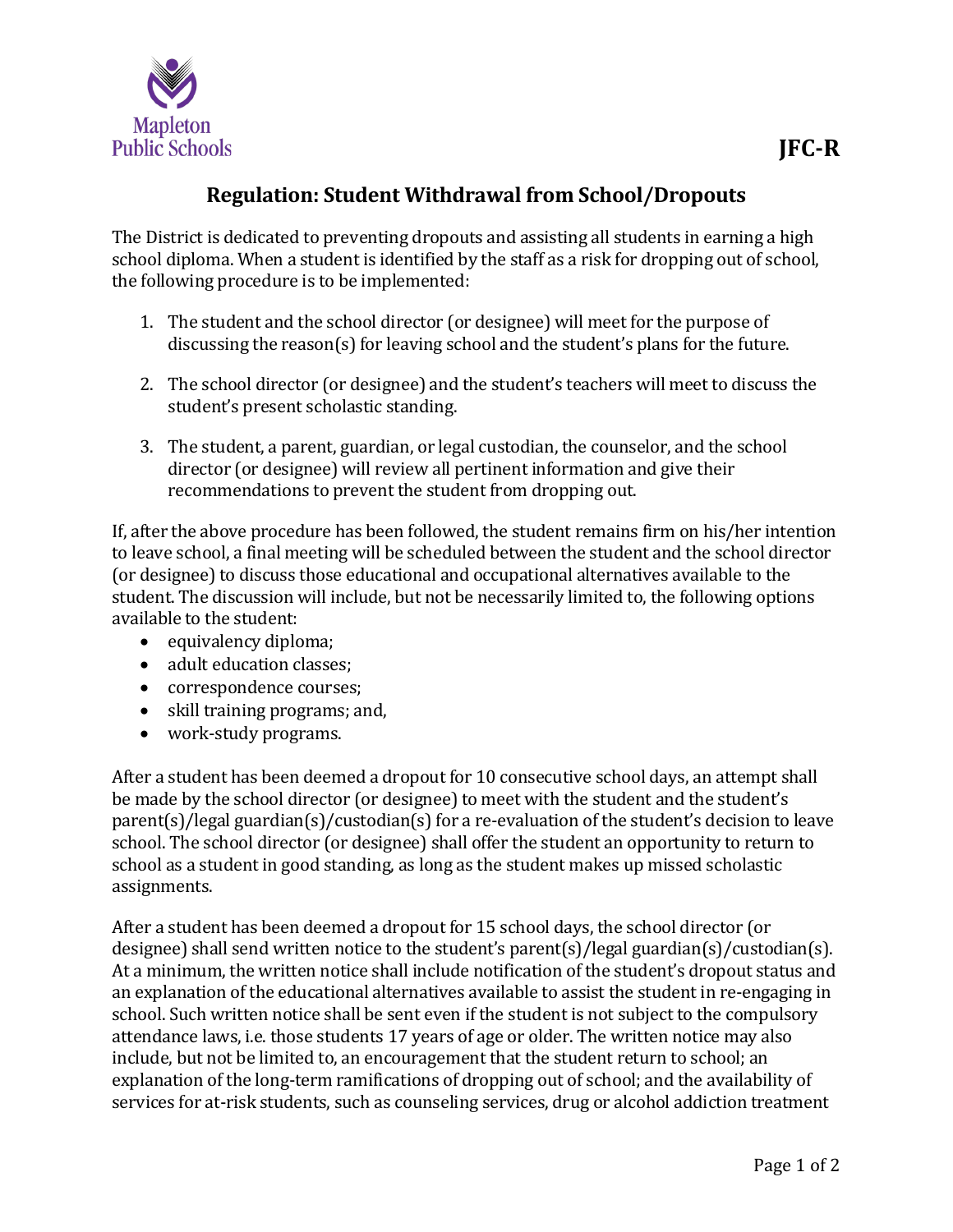Mapleton Public Schools

JFC-R

# Regulation: Student Withdrawal from School/Dropouts

The District is dedicated to preventing dropouts and assisting all students in earning a high school diploma. When a student is identified by the staff as a risk for dropping out of school, the following procedure is to be implemented:

1. The student and the school director (or designee) will meet for the purpose of discussing the reason(s) for leaving school and the student's plans for the future.

2. The school director (or designee) and the student's teachers will meet to discuss the student's present scholastic standing.

3. The student, a parent, guardian, or legal custodian, the counselor, and the school director (or designee) will review all pertinent information and give their recommendations to prevent the student from dropping out.

If, after the above procedure has been followed, the student remains firm on his/her intention to leave school, a final meeting will be scheduled between the student and the school director (or designee) to discuss those educational and occupational alternatives available to the student. The discussion will include, but not be necessarily limited to, the following options available to the student:

- equivalency diploma;
- adult education classes;
- correspondence courses;
- skill training programs; and,
- work-study programs.

After a student has been deemed a dropout for 10 consecutive school days, an attempt shall be made by the school director (or designee) to meet with the student and the student's parent(s)/legal guardian(s)/custodian(s) for a re-evaluation of the student's decision to leave school. The school director (or designee) shall offer the student an opportunity to return to school as a student in good standing, as long as the student makes up missed scholastic assignments.

After a student has been deemed a dropout for 15 school days, the school director (or designee) shall send written notice to the student's parent(s)/legal guardian(s)/custodian(s). At a minimum, the written notice shall include notification of the student's dropout status and an explanation of the educational alternatives available to assist the student in re-engaging in school. Such written notice shall be sent even if the student is not subject to the compulsory attendance laws, i.e. those students 17 years of age or older. The written notice may also include, but not be limited to, an encouragement that the student return to school; an explanation of the long-term ramifications of dropping out of school; and the availability of services for at-risk students, such as counseling services, drug or alcohol addiction treatment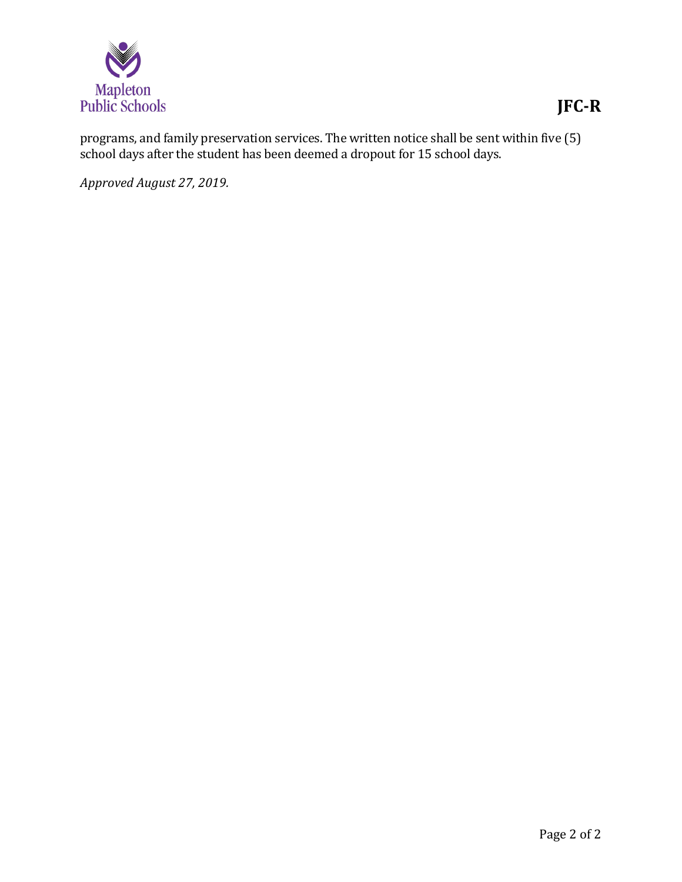programs, and family preservation services. The written notice shall be sent within five (5) school days after the student has been deemed a dropout for 15 school days.

*Approved August 27, 2019.*